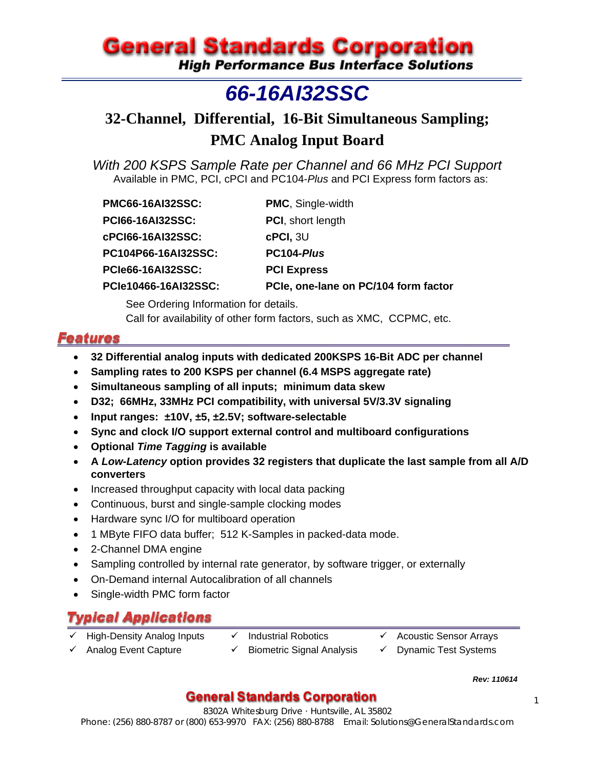# General Standards Corporation

**High Performance Bus Interface Solutions**

# *66-16AI32SSC*

## 32-Channel, Differential, 16-Bit Simultaneous Sampling; PMC Analog Input Board

*With 200 KSPS Sample Rate per Channel and 66 MHz PCI Support*

Available in PMC, PCI, cPCI and PC104-*Plus* and PCI Express form factors as:

| | |
|---|---|
| **PMC66-16AI32SSC:** | **PMC**, Single-width |
| **PCI66-16AI32SSC:** | **PCI**, short length |
| **cPCI66-16AI32SSC:** | **cPCI,** 3U |
| **PC104P66-16AI32SSC:** | **PC104-*Plus*** |
| **PCIe66-16AI32SSC:** | **PCI Express** |
| **PCIe10466-16AI32SSC:** | **PCIe, one-lane on PC/104 form factor** |

See Ordering Information for details.
Call for availability of other form factors, such as XMC, CCPMC, etc.

## Features

- **32 Differential analog inputs with dedicated 200KSPS 16-Bit ADC per channel**
- **Sampling rates to 200 KSPS per channel (6.4 MSPS aggregate rate)**
- **Simultaneous sampling of all inputs; minimum data skew**
- **D32; 66MHz, 33MHz PCI compatibility, with universal 5V/3.3V signaling**
- **Input ranges: ±10V, ±5, ±2.5V; software-selectable**
- **Sync and clock I/O support external control and multiboard configurations**
- **Optional *Time Tagging* is available**
- **A *Low-Latency* option provides 32 registers that duplicate the last sample from all A/D converters**
- Increased throughput capacity with local data packing
- Continuous, burst and single-sample clocking modes
- Hardware sync I/O for multiboard operation
- 1 MByte FIFO data buffer; 512 K-Samples in packed-data mode.
- 2-Channel DMA engine
- Sampling controlled by internal rate generator, by software trigger, or externally
- On-Demand internal Autocalibration of all channels
- Single-width PMC form factor

## Typical Applications

- ✓ High-Density Analog Inputs
- ✓ Analog Event Capture
- ✓ Industrial Robotics
- ✓ Biometric Signal Analysis
- ✓ Acoustic Sensor Arrays
- ✓ Dynamic Test Systems

*Rev: 110614*

**General Standards Corporation**
8302A Whitesburg Drive · Huntsville, AL 35802
Phone: (256) 880-8787 or (800) 653-9970 FAX: (256) 880-8788 Email: Solutions@GeneralStandards.com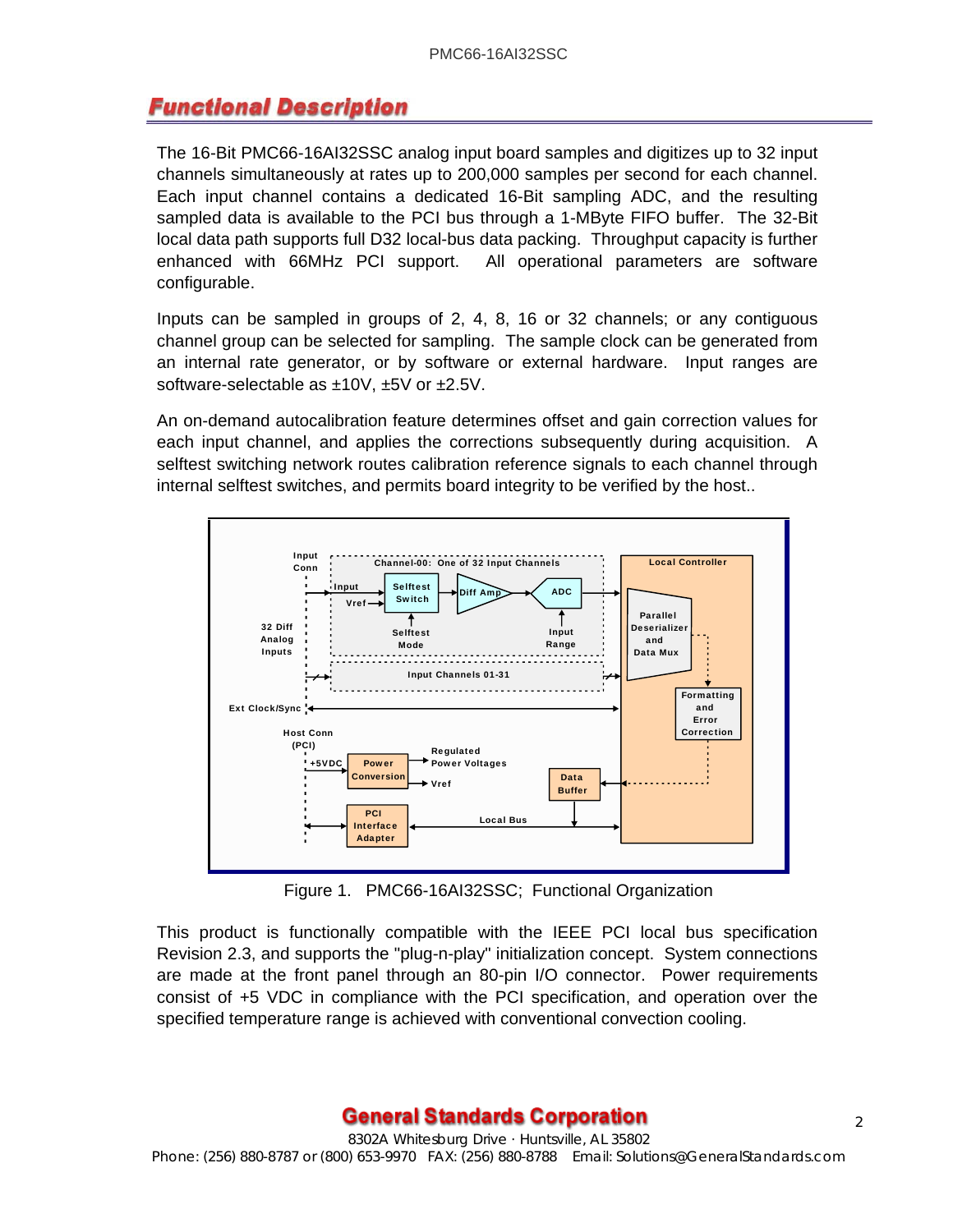## Functional Description

The 16-Bit PMC66-16AI32SSC analog input board samples and digitizes up to 32 input channels simultaneously at rates up to 200,000 samples per second for each channel. Each input channel contains a dedicated 16-Bit sampling ADC, and the resulting sampled data is available to the PCI bus through a 1-MByte FIFO buffer. The 32-Bit local data path supports full D32 local-bus data packing. Throughput capacity is further enhanced with 66MHz PCI support. All operational parameters are software configurable.

Inputs can be sampled in groups of 2, 4, 8, 16 or 32 channels; or any contiguous channel group can be selected for sampling. The sample clock can be generated from an internal rate generator, or by software or external hardware. Input ranges are software-selectable as ±10V, ±5V or ±2.5V.

An on-demand autocalibration feature determines offset and gain correction values for each input channel, and applies the corrections subsequently during acquisition. A selftest switching network routes calibration reference signals to each channel through internal selftest switches, and permits board integrity to be verified by the host..

Figure 1. PMC66-16AI32SSC; Functional Organization

This product is functionally compatible with the IEEE PCI local bus specification Revision 2.3, and supports the "plug-n-play" initialization concept. System connections are made at the front panel through an 80-pin I/O connector. Power requirements consist of +5 VDC in compliance with the PCI specification, and operation over the specified temperature range is achieved with conventional convection cooling.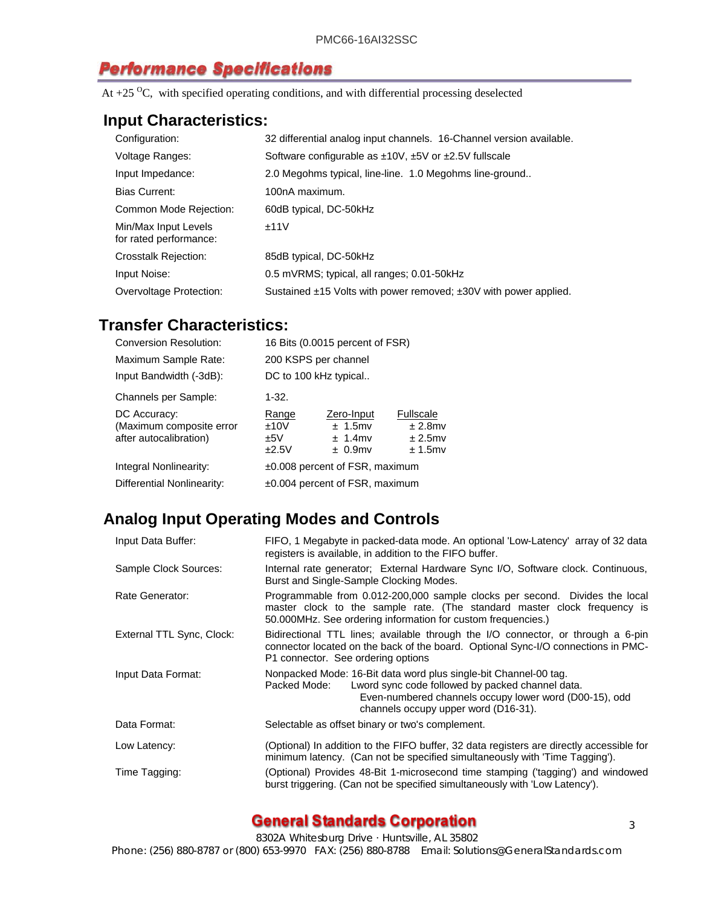## Performance Specifications

At +25 $^{O}$C, with specified operating conditions, and with differential processing deselected

### Input Characteristics:

| | |
|---|---|
| Configuration: | 32 differential analog input channels. 16-Channel version available. |
| Voltage Ranges: | Software configurable as ±10V, ±5V or ±2.5V fullscale |
| Input Impedance: | 2.0 Megohms typical, line-line. 1.0 Megohms line-ground.. |
| Bias Current: | 100nA maximum. |
| Common Mode Rejection: | 60dB typical, DC-50kHz |
| Min/Max Input Levels for rated performance: | ±11V |
| Crosstalk Rejection: | 85dB typical, DC-50kHz |
| Input Noise: | 0.5 mVRMS; typical, all ranges; 0.01-50kHz |
| Overvoltage Protection: | Sustained ±15 Volts with power removed; ±30V with power applied. |

### Transfer Characteristics:

| | |
|---|---|
| Conversion Resolution: | 16 Bits (0.0015 percent of FSR) |
| Maximum Sample Rate: | 200 KSPS per channel |
| Input Bandwidth (-3dB): | DC to 100 kHz typical.. |
| Channels per Sample: | 1-32. |

DC Accuracy: (Maximum composite error after autocalibration)

| Range | Zero-Input | Fullscale |
|---|---|---|
| ±10V | ± 1.5mv | ± 2.8mv |
| ±5V | ± 1.4mv | ± 2.5mv |
| ±2.5V | ± 0.9mv | ± 1.5mv |

| | |
|---|---|
| Integral Nonlinearity: | ±0.008 percent of FSR, maximum |
| Differential Nonlinearity: | ±0.004 percent of FSR, maximum |

### Analog Input Operating Modes and Controls

| | |
|---|---|
| Input Data Buffer: | FIFO, 1 Megabyte in packed-data mode. An optional 'Low-Latency' array of 32 data registers is available, in addition to the FIFO buffer. |
| Sample Clock Sources: | Internal rate generator; External Hardware Sync I/O, Software clock. Continuous, Burst and Single-Sample Clocking Modes. |
| Rate Generator: | Programmable from 0.012-200,000 sample clocks per second. Divides the local master clock to the sample rate. (The standard master clock frequency is 50.000MHz. See ordering information for custom frequencies.) |
| External TTL Sync, Clock: | Bidirectional TTL lines; available through the I/O connector, or through a 6-pin connector located on the back of the board. Optional Sync-I/O connections in PMC-P1 connector. See ordering options |
| Input Data Format: | Nonpacked Mode: 16-Bit data word plus single-bit Channel-00 tag. Packed Mode: Lword sync code followed by packed channel data. Even-numbered channels occupy lower word (D00-15), odd channels occupy upper word (D16-31). |
| Data Format: | Selectable as offset binary or two's complement. |
| Low Latency: | (Optional) In addition to the FIFO buffer, 32 data registers are directly accessible for minimum latency. (Can not be specified simultaneously with 'Time Tagging'). |
| Time Tagging: | (Optional) Provides 48-Bit 1-microsecond time stamping ('tagging') and windowed burst triggering. (Can not be specified simultaneously with 'Low Latency'). |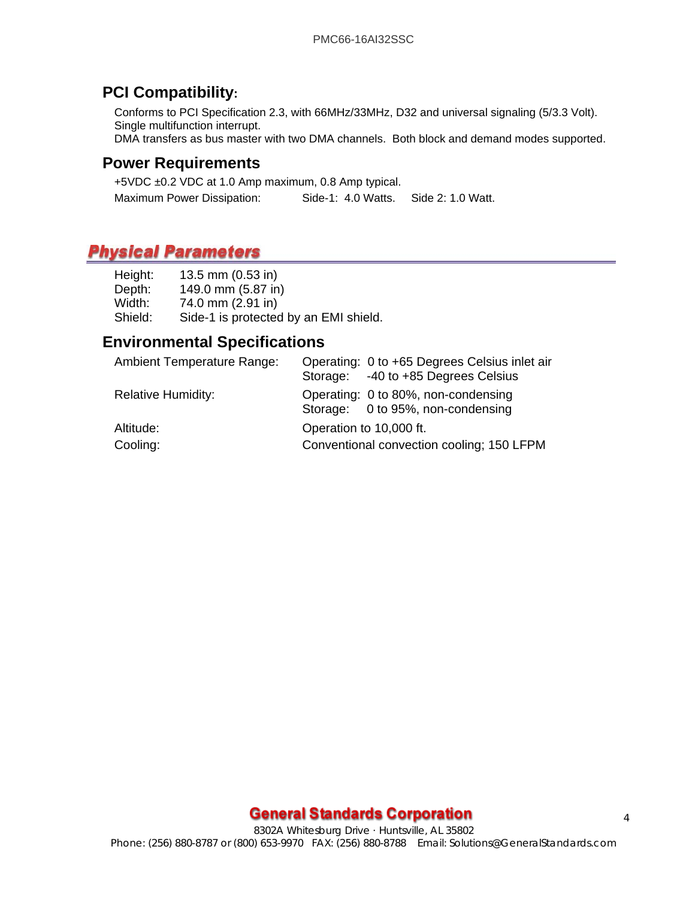## PCI Compatibility:

Conforms to PCI Specification 2.3, with 66MHz/33MHz, D32 and universal signaling (5/3.3 Volt).
Single multifunction interrupt.
DMA transfers as bus master with two DMA channels. Both block and demand modes supported.

## Power Requirements

+5VDC ±0.2 VDC at 1.0 Amp maximum, 0.8 Amp typical.

Maximum Power Dissipation: Side-1: 4.0 Watts. Side 2: 1.0 Watt.

# Physical Parameters

| | |
|---|---|
| Height: | 13.5 mm (0.53 in) |
| Depth: | 149.0 mm (5.87 in) |
| Width: | 74.0 mm (2.91 in) |
| Shield: | Side-1 is protected by an EMI shield. |

## Environmental Specifications

| | |
|---|---|
| Ambient Temperature Range: | Operating: 0 to +65 Degrees Celsius inlet air<br>Storage: -40 to +85 Degrees Celsius |
| Relative Humidity: | Operating: 0 to 80%, non-condensing<br>Storage: 0 to 95%, non-condensing |
| Altitude: | Operation to 10,000 ft. |
| Cooling: | Conventional convection cooling; 150 LFPM |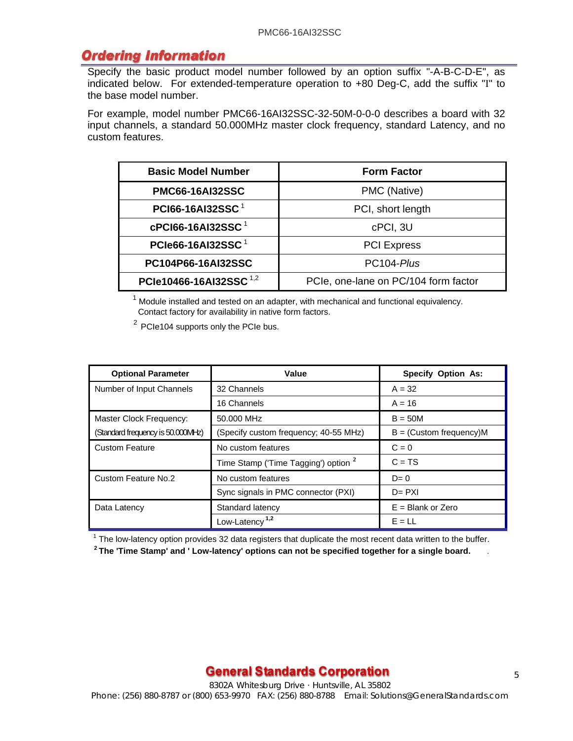## Ordering Information

Specify the basic product model number followed by an option suffix "-A-B-C-D-E", as indicated below. For extended-temperature operation to +80 Deg-C, add the suffix "I" to the base model number.

For example, model number PMC66-16AI32SSC-32-50M-0-0-0 describes a board with 32 input channels, a standard 50.000MHz master clock frequency, standard Latency, and no custom features.

| Basic Model Number | Form Factor |
|---|---|
| **PMC66-16AI32SSC** | PMC (Native) |
| **PCI66-16AI32SSC** [1] | PCI, short length |
| **cPCI66-16AI32SSC** [1] | cPCI, 3U |
| **PCIe66-16AI32SSC** [1] | PCI Express |
| **PC104P66-16AI32SSC** | PC104-*Plus* |
| **PCIe10466-16AI32SSC** [1,2] | PCIe, one-lane on PC/104 form factor |

[1] Module installed and tested on an adapter, with mechanical and functional equivalency. Contact factory for availability in native form factors.

[2] PCIe104 supports only the PCIe bus.

| Optional Parameter | Value | Specify Option As: |
|---|---|---|
| Number of Input Channels | 32 Channels | A = 32 |
| | 16 Channels | A = 16 |
| Master Clock Frequency: | 50.000 MHz | B = 50M |
| (Standard frequency is 50.000MHz) | (Specify custom frequency; 40-55 MHz) | B = (Custom frequency)M |
| Custom Feature | No custom features | C = 0 |
| | Time Stamp ('Time Tagging') option [2] | C = TS |
| Custom Feature No.2 | No custom features | D= 0 |
| | Sync signals in PMC connector (PXI) | D= PXI |
| Data Latency | Standard latency | E = Blank or Zero |
| | Low-Latency [1,2] | E = LL |

[1] The low-latency option provides 32 data registers that duplicate the most recent data written to the buffer.

**[2] The 'Time Stamp' and ' Low-latency' options can not be specified together for a single board.**

**General Standards Corporation**
8302A Whitesburg Drive · Huntsville, AL 35802
Phone: (256) 880-8787 or (800) 653-9970 FAX: (256) 880-8788 Email: Solutions@GeneralStandards.com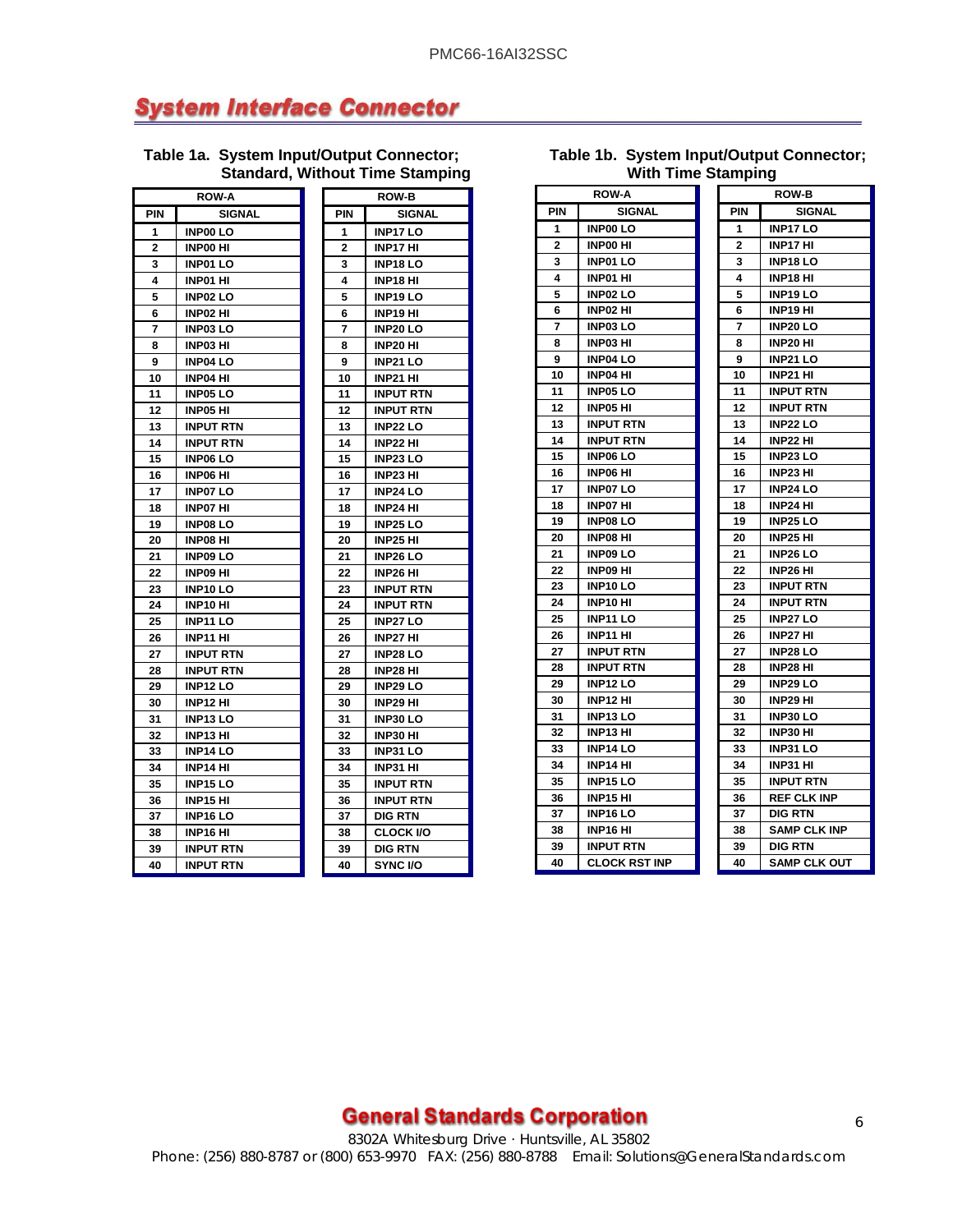## System Interface Connector

**Table 1a. System Input/Output Connector; Standard, Without Time Stamping**

| ROW-A | | ROW-B | |
|---|---|---|---|
| PIN | SIGNAL | PIN | SIGNAL |
| 1 | INP00 LO | 1 | INP17 LO |
| 2 | INP00 HI | 2 | INP17 HI |
| 3 | INP01 LO | 3 | INP18 LO |
| 4 | INP01 HI | 4 | INP18 HI |
| 5 | INP02 LO | 5 | INP19 LO |
| 6 | INP02 HI | 6 | INP19 HI |
| 7 | INP03 LO | 7 | INP20 LO |
| 8 | INP03 HI | 8 | INP20 HI |
| 9 | INP04 LO | 9 | INP21 LO |
| 10 | INP04 HI | 10 | INP21 HI |
| 11 | INP05 LO | 11 | INPUT RTN |
| 12 | INP05 HI | 12 | INPUT RTN |
| 13 | INPUT RTN | 13 | INP22 LO |
| 14 | INPUT RTN | 14 | INP22 HI |
| 15 | INP06 LO | 15 | INP23 LO |
| 16 | INP06 HI | 16 | INP23 HI |
| 17 | INP07 LO | 17 | INP24 LO |
| 18 | INP07 HI | 18 | INP24 HI |
| 19 | INP08 LO | 19 | INP25 LO |
| 20 | INP08 HI | 20 | INP25 HI |
| 21 | INP09 LO | 21 | INP26 LO |
| 22 | INP09 HI | 22 | INP26 HI |
| 23 | INP10 LO | 23 | INPUT RTN |
| 24 | INP10 HI | 24 | INPUT RTN |
| 25 | INP11 LO | 25 | INP27 LO |
| 26 | INP11 HI | 26 | INP27 HI |
| 27 | INPUT RTN | 27 | INP28 LO |
| 28 | INPUT RTN | 28 | INP28 HI |
| 29 | INP12 LO | 29 | INP29 LO |
| 30 | INP12 HI | 30 | INP29 HI |
| 31 | INP13 LO | 31 | INP30 LO |
| 32 | INP13 HI | 32 | INP30 HI |
| 33 | INP14 LO | 33 | INP31 LO |
| 34 | INP14 HI | 34 | INP31 HI |
| 35 | INP15 LO | 35 | INPUT RTN |
| 36 | INP15 HI | 36 | INPUT RTN |
| 37 | INP16 LO | 37 | DIG RTN |
| 38 | INP16 HI | 38 | CLOCK I/O |
| 39 | INPUT RTN | 39 | DIG RTN |
| 40 | INPUT RTN | 40 | SYNC I/O |

**Table 1b. System Input/Output Connector; With Time Stamping**

| ROW-A | | ROW-B | |
|---|---|---|---|
| PIN | SIGNAL | PIN | SIGNAL |
| 1 | INP00 LO | 1 | INP17 LO |
| 2 | INP00 HI | 2 | INP17 HI |
| 3 | INP01 LO | 3 | INP18 LO |
| 4 | INP01 HI | 4 | INP18 HI |
| 5 | INP02 LO | 5 | INP19 LO |
| 6 | INP02 HI | 6 | INP19 HI |
| 7 | INP03 LO | 7 | INP20 LO |
| 8 | INP03 HI | 8 | INP20 HI |
| 9 | INP04 LO | 9 | INP21 LO |
| 10 | INP04 HI | 10 | INP21 HI |
| 11 | INP05 LO | 11 | INPUT RTN |
| 12 | INP05 HI | 12 | INPUT RTN |
| 13 | INPUT RTN | 13 | INP22 LO |
| 14 | INPUT RTN | 14 | INP22 HI |
| 15 | INP06 LO | 15 | INP23 LO |
| 16 | INP06 HI | 16 | INP23 HI |
| 17 | INP07 LO | 17 | INP24 LO |
| 18 | INP07 HI | 18 | INP24 HI |
| 19 | INP08 LO | 19 | INP25 LO |
| 20 | INP08 HI | 20 | INP25 HI |
| 21 | INP09 LO | 21 | INP26 LO |
| 22 | INP09 HI | 22 | INP26 HI |
| 23 | INP10 LO | 23 | INPUT RTN |
| 24 | INP10 HI | 24 | INPUT RTN |
| 25 | INP11 LO | 25 | INP27 LO |
| 26 | INP11 HI | 26 | INP27 HI |
| 27 | INPUT RTN | 27 | INP28 LO |
| 28 | INPUT RTN | 28 | INP28 HI |
| 29 | INP12 LO | 29 | INP29 LO |
| 30 | INP12 HI | 30 | INP29 HI |
| 31 | INP13 LO | 31 | INP30 LO |
| 32 | INP13 HI | 32 | INP30 HI |
| 33 | INP14 LO | 33 | INP31 LO |
| 34 | INP14 HI | 34 | INP31 HI |
| 35 | INP15 LO | 35 | INPUT RTN |
| 36 | INP15 HI | 36 | REF CLK INP |
| 37 | INP16 LO | 37 | DIG RTN |
| 38 | INP16 HI | 38 | SAMP CLK INP |
| 39 | INPUT RTN | 39 | DIG RTN |
| 40 | CLOCK RST INP | 40 | SAMP CLK OUT |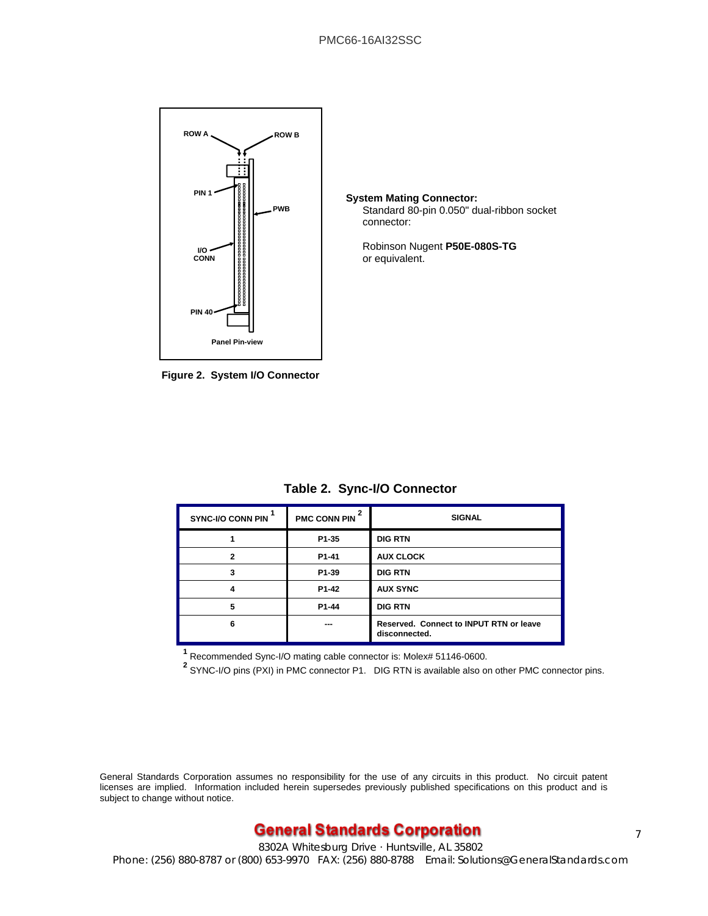ROW A

ROW B

PIN 1

PWB

I/O CONN

PIN 40

Panel Pin-view

**Figure 2. System I/O Connector**

**System Mating Connector:**
Standard 80-pin 0.050" dual-ribbon socket connector:

Robinson Nugent **P50E-080S-TG** or equivalent.

**Table 2. Sync-I/O Connector**

| SYNC-I/O CONN PIN [1] | PMC CONN PIN [2] | SIGNAL |
|---|---|---|
| 1 | P1-35 | DIG RTN |
| 2 | P1-41 | AUX CLOCK |
| 3 | P1-39 | DIG RTN |
| 4 | P1-42 | AUX SYNC |
| 5 | P1-44 | DIG RTN |
| 6 | --- | Reserved. Connect to INPUT RTN or leave disconnected. |

[1] Recommended Sync-I/O mating cable connector is: Molex# 51146-0600.
[2] SYNC-I/O pins (PXI) in PMC connector P1. DIG RTN is available also on other PMC connector pins.

General Standards Corporation assumes no responsibility for the use of any circuits in this product. No circuit patent licenses are implied. Information included herein supersedes previously published specifications on this product and is subject to change without notice.

**General Standards Corporation**
8302A Whitesburg Drive · Huntsville, AL 35802
Phone: (256) 880-8787 or (800) 653-9970 FAX: (256) 880-8788 Email: Solutions@GeneralStandards.com